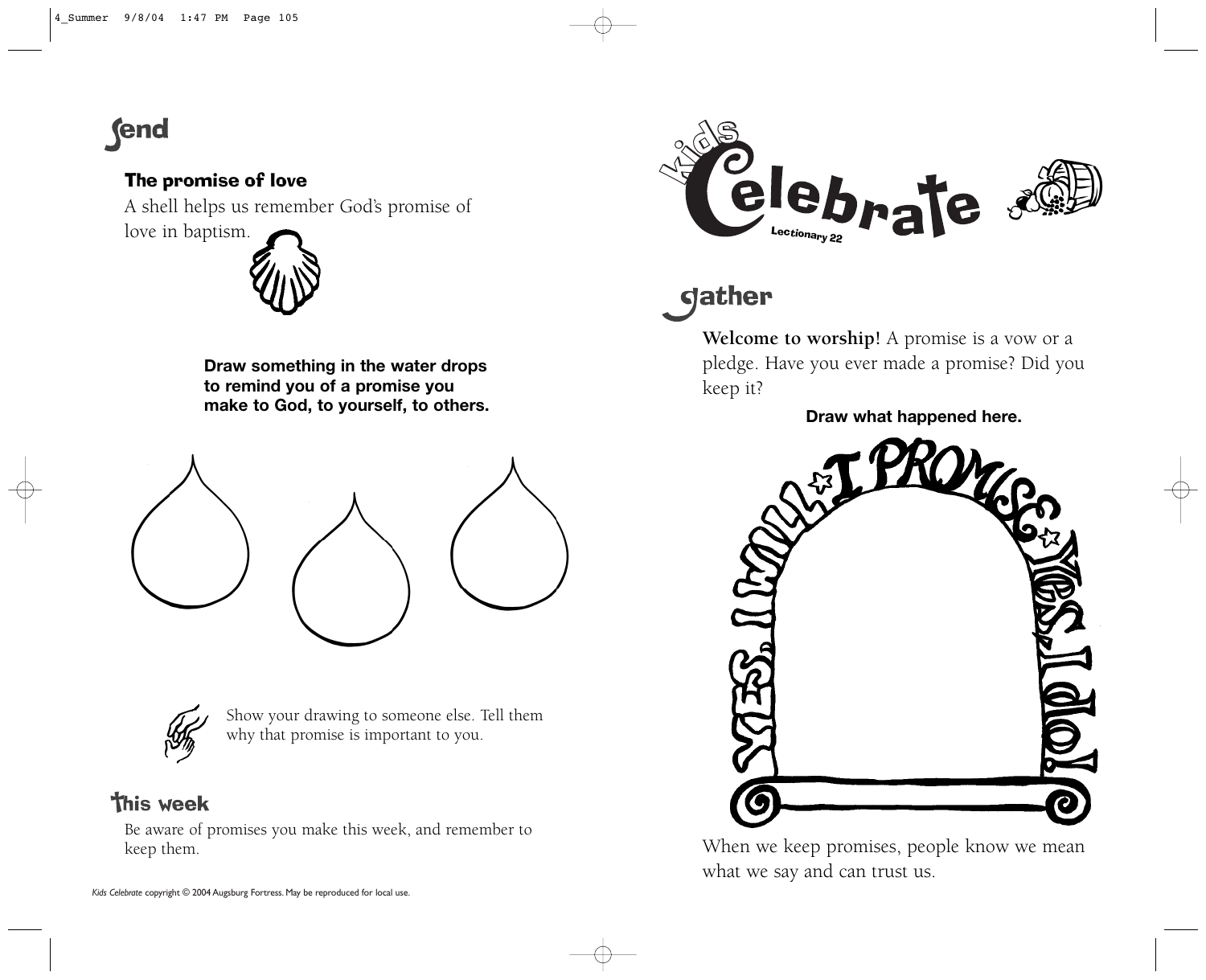## Send

**The promise of love**

A shell helps us remember God's promise of love in baptism.

**Draw something in the water drops to remind you of a promise you make to God, to yourself, to others.**

Show your drawing to someone else. Tell them why that promise is important to you.

## This week

Be aware of promises you make this week, and remember to keep them.

*Kids Celebrate* copyright © 2004 Augsburg Fortress. May be reproduced for local use.

# Kids Celebrate

Lectionary 22

## Gather

**Welcome to worship!** A promise is a vow or a pledge. Have you ever made a promise? Did you keep it?

**Draw what happened here.**

YES, I WILL! I PROMISE! YES, I DO!

When we keep promises, people know we mean what we say and can trust us.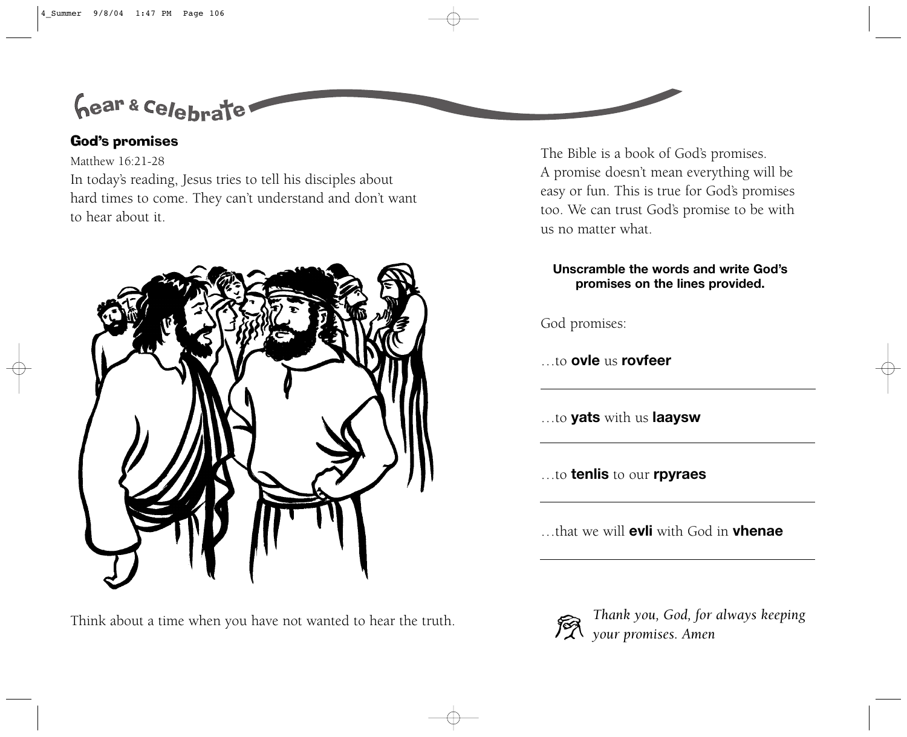# hear & celebrate

## God's promises

Matthew 16:21-28

In today's reading, Jesus tries to tell his disciples about hard times to come. They can't understand and don't want to hear about it.

Think about a time when you have not wanted to hear the truth.

The Bible is a book of God's promises. A promise doesn't mean everything will be easy or fun. This is true for God's promises too. We can trust God's promise to be with us no matter what.

**Unscramble the words and write God's promises on the lines provided.**

God promises:

…to **ovle** us **rovfeer**

______________________________

…to **yats** with us **laaysw**

______________________________

…to **tenlis** to our **rpyraes**

______________________________

…that we will **evli** with God in **vhenae**

______________________________

*Thank you, God, for always keeping your promises. Amen*